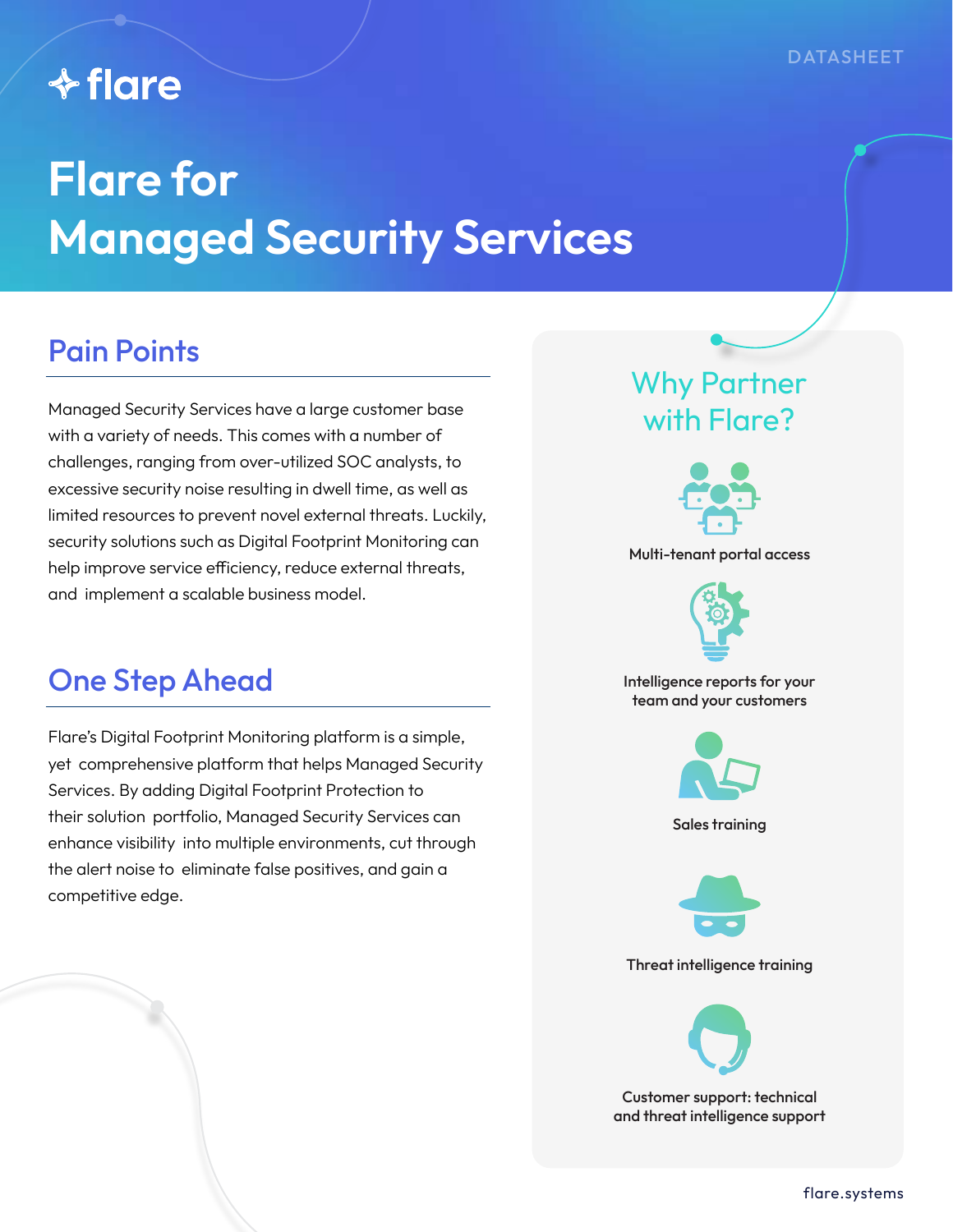DATASHEET

flare

# Flare for Managed Security Services

## Pain Points

Managed Security Services have a large customer base with a variety of needs. This comes with a number of challenges, ranging from over-utilized SOC analysts, to excessive security noise resulting in dwell time, as well as limited resources to prevent novel external threats. Luckily, security solutions such as Digital Footprint Monitoring can help improve service efficiency, reduce external threats, and implement a scalable business model.

## One Step Ahead

Flare's Digital Footprint Monitoring platform is a simple, yet comprehensive platform that helps Managed Security Services. By adding Digital Footprint Protection to their solution portfolio, Managed Security Services can enhance visibility into multiple environments, cut through the alert noise to eliminate false positives, and gain a competitive edge.

## Why Partner with Flare?

- Multi-tenant portal access
- Intelligence reports for your team and your customers
- Sales training
- Threat intelligence training
- Customer support: technical and threat intelligence support

flare.systems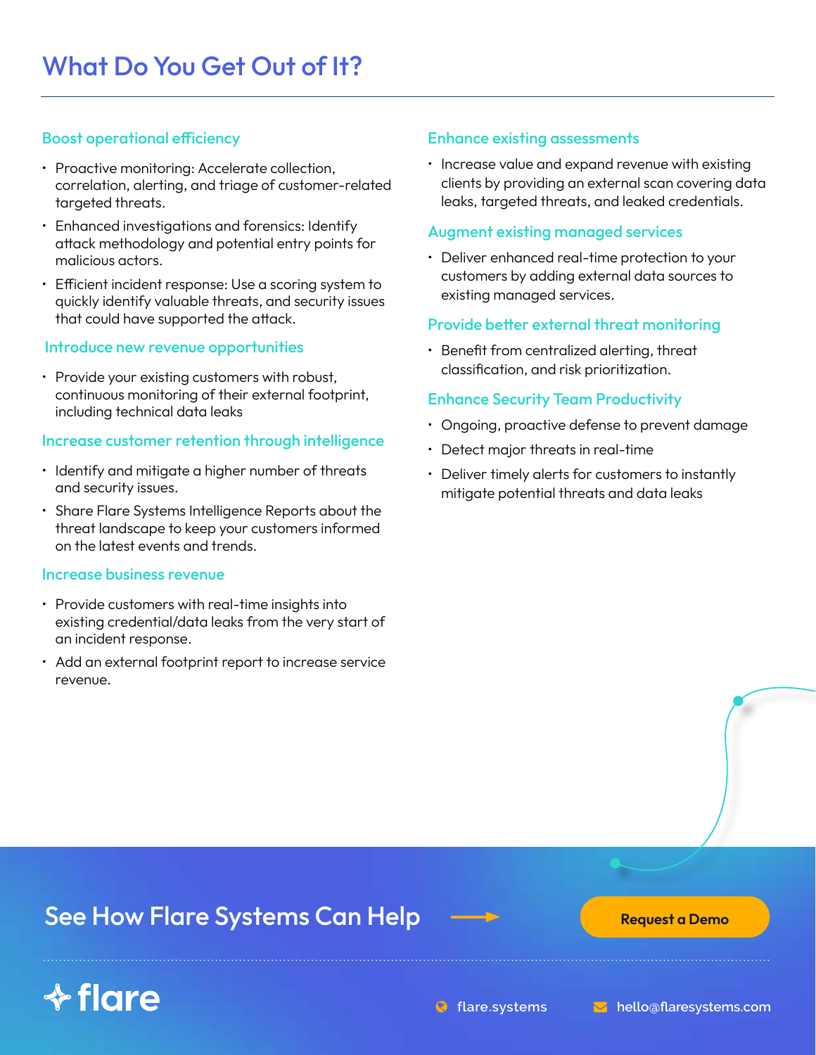# What Do You Get Out of It?

## Boost operational efficiency

- Proactive monitoring: Accelerate collection, correlation, alerting, and triage of customer-related targeted threats.
- Enhanced investigations and forensics: Identify attack methodology and potential entry points for malicious actors.
- Efficient incident response: Use a scoring system to quickly identify valuable threats, and security issues that could have supported the attack.

## Introduce new revenue opportunities

- Provide your existing customers with robust, continuous monitoring of their external footprint, including technical data leaks

## Increase customer retention through intelligence

- Identify and mitigate a higher number of threats and security issues.
- Share Flare Systems Intelligence Reports about the threat landscape to keep your customers informed on the latest events and trends.

## Increase business revenue

- Provide customers with real-time insights into existing credential/data leaks from the very start of an incident response.
- Add an external footprint report to increase service revenue.

## Enhance existing assessments

- Increase value and expand revenue with existing clients by providing an external scan covering data leaks, targeted threats, and leaked credentials.

## Augment existing managed services

- Deliver enhanced real-time protection to your customers by adding external data sources to existing managed services.

## Provide better external threat monitoring

- Benefit from centralized alerting, threat classification, and risk prioritization.

## Enhance Security Team Productivity

- Ongoing, proactive defense to prevent damage
- Detect major threats in real-time
- Deliver timely alerts for customers to instantly mitigate potential threats and data leaks

## See How Flare Systems Can Help

**Request a Demo**

flare

flare.systems

hello@flaresystems.com